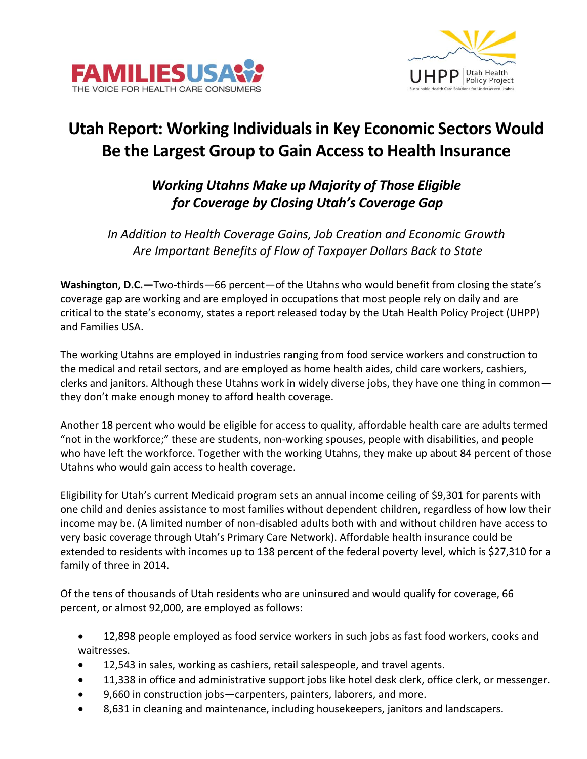FAMILIESUSA
THE VOICE FOR HEALTH CARE CONSUMERS

UHPP | Utah Health Policy Project
Sustainable Health Care Solutions for Underserved Utahns

# Utah Report: Working Individuals in Key Economic Sectors Would Be the Largest Group to Gain Access to Health Insurance

## *Working Utahns Make up Majority of Those Eligible for Coverage by Closing Utah's Coverage Gap*

*In Addition to Health Coverage Gains, Job Creation and Economic Growth Are Important Benefits of Flow of Taxpayer Dollars Back to State*

**Washington, D.C.—**Two-thirds—66 percent—of the Utahns who would benefit from closing the state's coverage gap are working and are employed in occupations that most people rely on daily and are critical to the state's economy, states a report released today by the Utah Health Policy Project (UHPP) and Families USA.

The working Utahns are employed in industries ranging from food service workers and construction to the medical and retail sectors, and are employed as home health aides, child care workers, cashiers, clerks and janitors. Although these Utahns work in widely diverse jobs, they have one thing in common—they don't make enough money to afford health coverage.

Another 18 percent who would be eligible for access to quality, affordable health care are adults termed "not in the workforce;" these are students, non-working spouses, people with disabilities, and people who have left the workforce. Together with the working Utahns, they make up about 84 percent of those Utahns who would gain access to health coverage.

Eligibility for Utah's current Medicaid program sets an annual income ceiling of $9,301 for parents with one child and denies assistance to most families without dependent children, regardless of how low their income may be. (A limited number of non-disabled adults both with and without children have access to very basic coverage through Utah's Primary Care Network). Affordable health insurance could be extended to residents with incomes up to 138 percent of the federal poverty level, which is $27,310 for a family of three in 2014.

Of the tens of thousands of Utah residents who are uninsured and would qualify for coverage, 66 percent, or almost 92,000, are employed as follows:

- 12,898 people employed as food service workers in such jobs as fast food workers, cooks and waitresses.
- 12,543 in sales, working as cashiers, retail salespeople, and travel agents.
- 11,338 in office and administrative support jobs like hotel desk clerk, office clerk, or messenger.
- 9,660 in construction jobs—carpenters, painters, laborers, and more.
- 8,631 in cleaning and maintenance, including housekeepers, janitors and landscapers.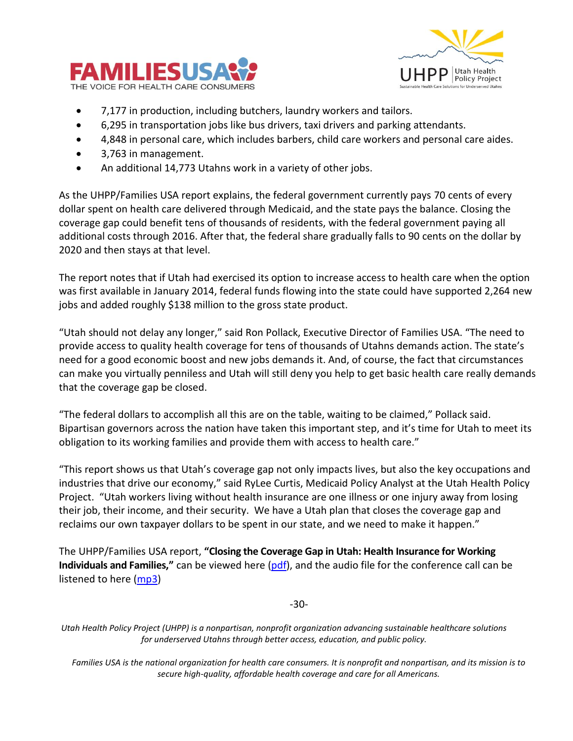- 7,177 in production, including butchers, laundry workers and tailors.
- 6,295 in transportation jobs like bus drivers, taxi drivers and parking attendants.
- 4,848 in personal care, which includes barbers, child care workers and personal care aides.
- 3,763 in management.
- An additional 14,773 Utahns work in a variety of other jobs.

As the UHPP/Families USA report explains, the federal government currently pays 70 cents of every dollar spent on health care delivered through Medicaid, and the state pays the balance. Closing the coverage gap could benefit tens of thousands of residents, with the federal government paying all additional costs through 2016. After that, the federal share gradually falls to 90 cents on the dollar by 2020 and then stays at that level.

The report notes that if Utah had exercised its option to increase access to health care when the option was first available in January 2014, federal funds flowing into the state could have supported 2,264 new jobs and added roughly $138 million to the gross state product.

"Utah should not delay any longer," said Ron Pollack, Executive Director of Families USA. "The need to provide access to quality health coverage for tens of thousands of Utahns demands action. The state's need for a good economic boost and new jobs demands it. And, of course, the fact that circumstances can make you virtually penniless and Utah will still deny you help to get basic health care really demands that the coverage gap be closed.

"The federal dollars to accomplish all this are on the table, waiting to be claimed," Pollack said. Bipartisan governors across the nation have taken this important step, and it's time for Utah to meet its obligation to its working families and provide them with access to health care."

"This report shows us that Utah's coverage gap not only impacts lives, but also the key occupations and industries that drive our economy," said RyLee Curtis, Medicaid Policy Analyst at the Utah Health Policy Project. "Utah workers living without health insurance are one illness or one injury away from losing their job, their income, and their security. We have a Utah plan that closes the coverage gap and reclaims our own taxpayer dollars to be spent in our state, and we need to make it happen."

The UHPP/Families USA report, **"Closing the Coverage Gap in Utah: Health Insurance for Working Individuals and Families,"** can be viewed here (pdf), and the audio file for the conference call can be listened to here (mp3)

-30-

*Utah Health Policy Project (UHPP) is a nonpartisan, nonprofit organization advancing sustainable healthcare solutions for underserved Utahns through better access, education, and public policy.*

*Families USA is the national organization for health care consumers. It is nonprofit and nonpartisan, and its mission is to secure high-quality, affordable health coverage and care for all Americans.*